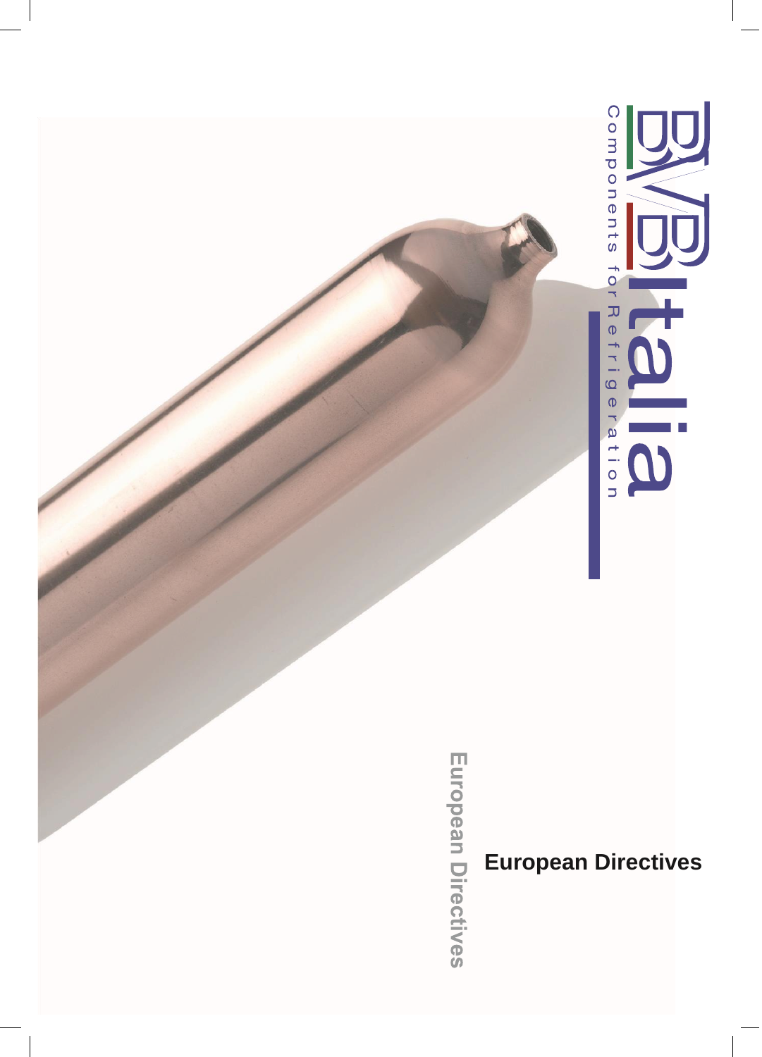# BVB Italia

Components for Refrigeration

European Directives

## European Directives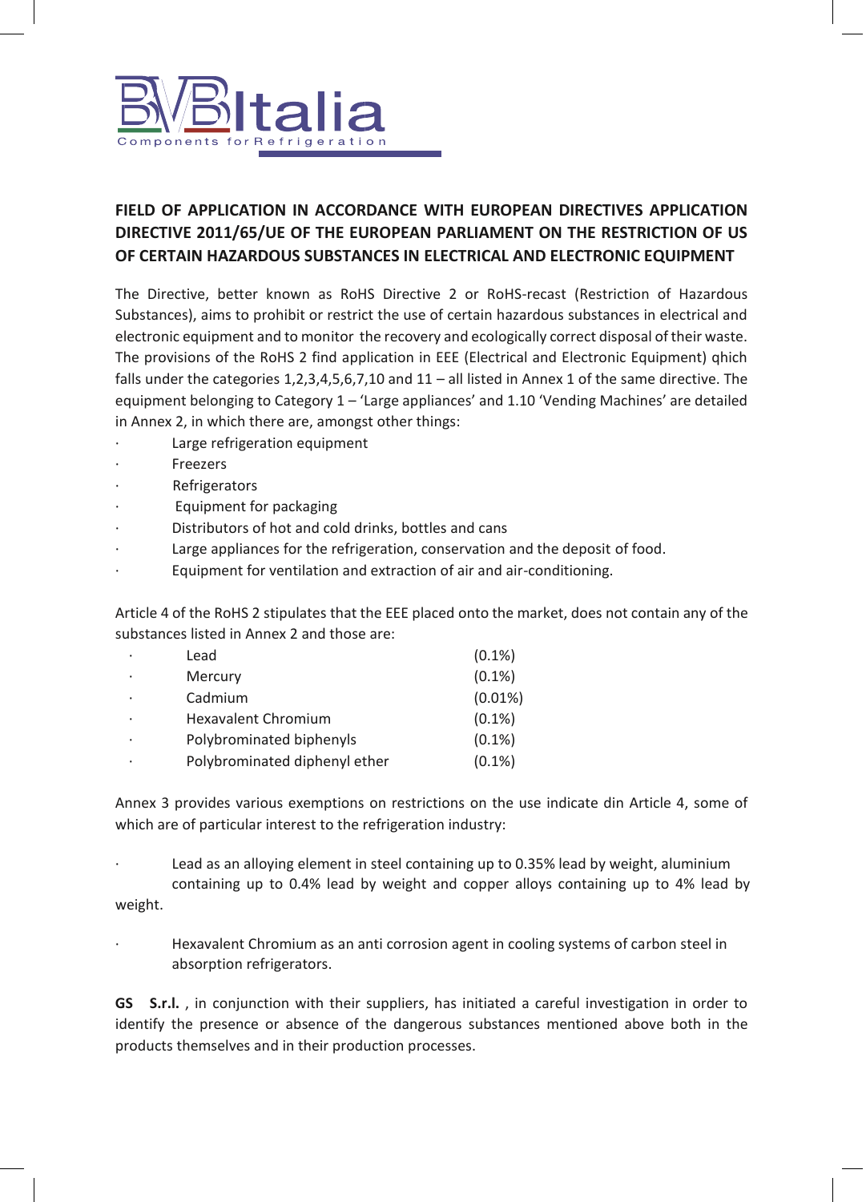BVB Italia
Components for Refrigeration

## FIELD OF APPLICATION IN ACCORDANCE WITH EUROPEAN DIRECTIVES APPLICATION DIRECTIVE 2011/65/UE OF THE EUROPEAN PARLIAMENT ON THE RESTRICTION OF US OF CERTAIN HAZARDOUS SUBSTANCES IN ELECTRICAL AND ELECTRONIC EQUIPMENT

The Directive, better known as RoHS Directive 2 or RoHS-recast (Restriction of Hazardous Substances), aims to prohibit or restrict the use of certain hazardous substances in electrical and electronic equipment and to monitor the recovery and ecologically correct disposal of their waste. The provisions of the RoHS 2 find application in EEE (Electrical and Electronic Equipment) qhich falls under the categories 1,2,3,4,5,6,7,10 and 11 – all listed in Annex 1 of the same directive. The equipment belonging to Category 1 – 'Large appliances' and 1.10 'Vending Machines' are detailed in Annex 2, in which there are, amongst other things:

- Large refrigeration equipment
- Freezers
- Refrigerators
- Equipment for packaging
- Distributors of hot and cold drinks, bottles and cans
- Large appliances for the refrigeration, conservation and the deposit of food.
- Equipment for ventilation and extraction of air and air-conditioning.

Article 4 of the RoHS 2 stipulates that the EEE placed onto the market, does not contain any of the substances listed in Annex 2 and those are:

| | Substance | Limit |
|---|---|---|
| · | Lead | (0.1%) |
| · | Mercury | (0.1%) |
| · | Cadmium | (0.01%) |
| · | Hexavalent Chromium | (0.1%) |
| · | Polybrominated biphenyls | (0.1%) |
| · | Polybrominated diphenyl ether | (0.1%) |

Annex 3 provides various exemptions on restrictions on the use indicate din Article 4, some of which are of particular interest to the refrigeration industry:

- Lead as an alloying element in steel containing up to 0.35% lead by weight, aluminium containing up to 0.4% lead by weight and copper alloys containing up to 4% lead by weight.

- Hexavalent Chromium as an anti corrosion agent in cooling systems of carbon steel in absorption refrigerators.

**GS S.r.l.** , in conjunction with their suppliers, has initiated a careful investigation in order to identify the presence or absence of the dangerous substances mentioned above both in the products themselves and in their production processes.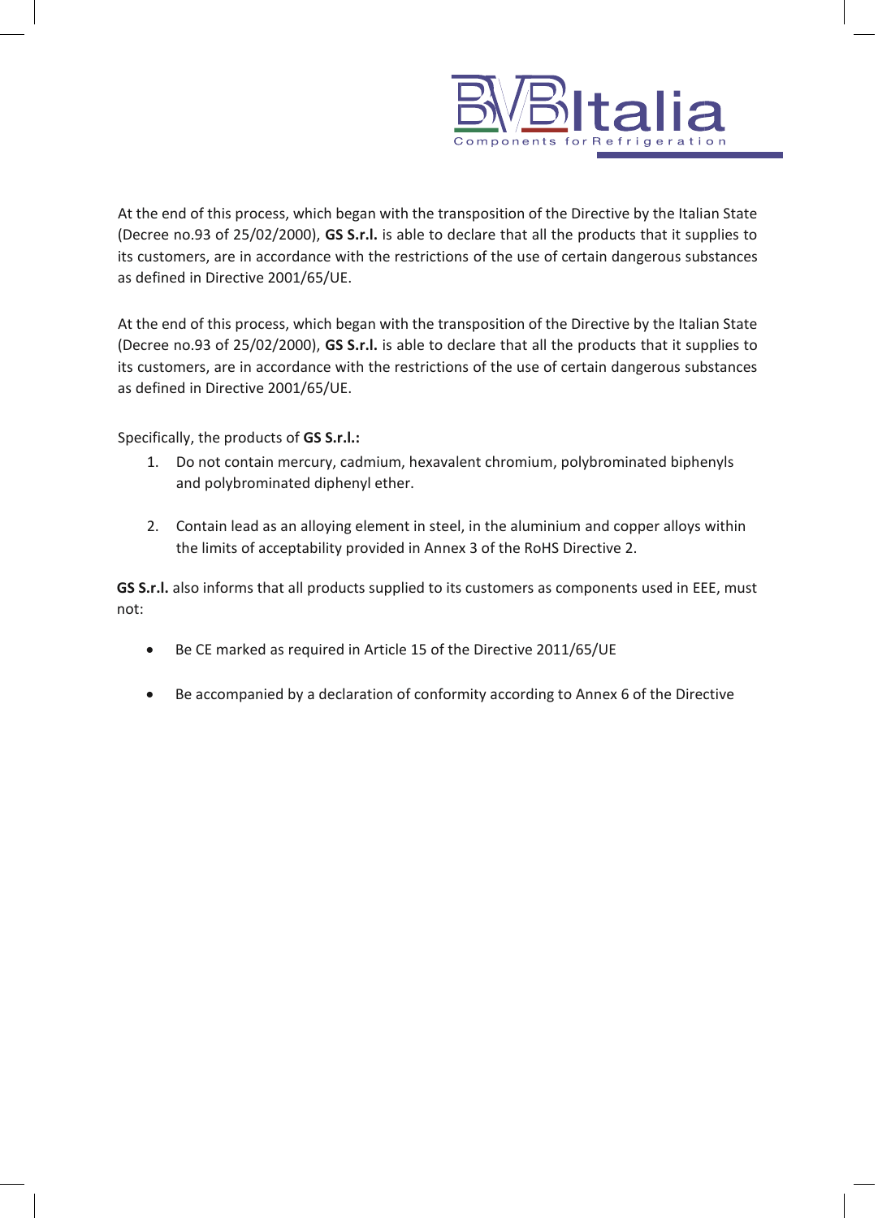At the end of this process, which began with the transposition of the Directive by the Italian State (Decree no.93 of 25/02/2000), **GS S.r.l.** is able to declare that all the products that it supplies to its customers, are in accordance with the restrictions of the use of certain dangerous substances as defined in Directive 2001/65/UE.

At the end of this process, which began with the transposition of the Directive by the Italian State (Decree no.93 of 25/02/2000), **GS S.r.l.** is able to declare that all the products that it supplies to its customers, are in accordance with the restrictions of the use of certain dangerous substances as defined in Directive 2001/65/UE.

Specifically, the products of **GS S.r.l.:**

1. Do not contain mercury, cadmium, hexavalent chromium, polybrominated biphenyls and polybrominated diphenyl ether.

2. Contain lead as an alloying element in steel, in the aluminium and copper alloys within the limits of acceptability provided in Annex 3 of the RoHS Directive 2.

**GS S.r.l.** also informs that all products supplied to its customers as components used in EEE, must not:

- Be CE marked as required in Article 15 of the Directive 2011/65/UE

- Be accompanied by a declaration of conformity according to Annex 6 of the Directive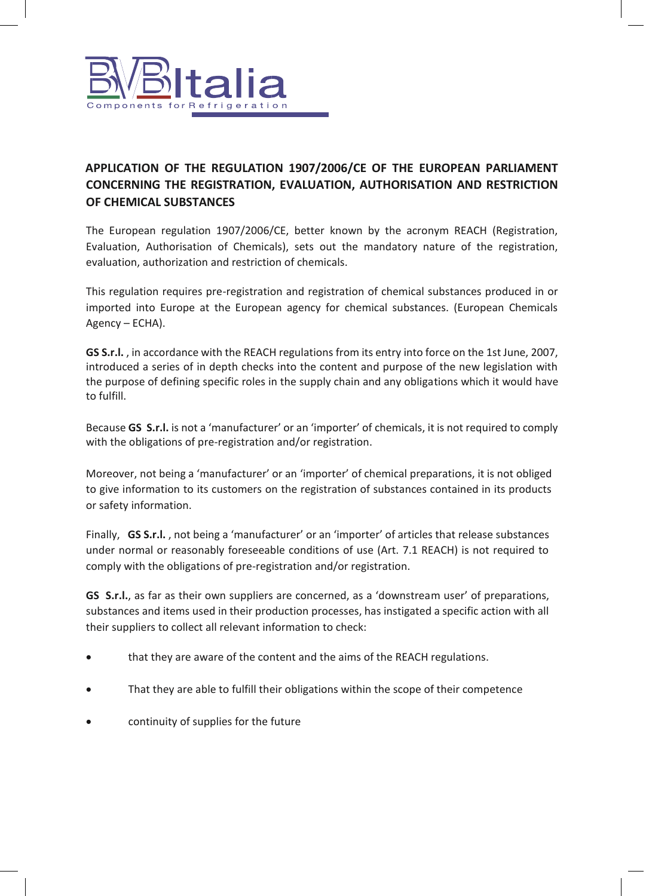BVB Italia
Components for Refrigeration

## APPLICATION OF THE REGULATION 1907/2006/CE OF THE EUROPEAN PARLIAMENT CONCERNING THE REGISTRATION, EVALUATION, AUTHORISATION AND RESTRICTION OF CHEMICAL SUBSTANCES

The European regulation 1907/2006/CE, better known by the acronym REACH (Registration, Evaluation, Authorisation of Chemicals), sets out the mandatory nature of the registration, evaluation, authorization and restriction of chemicals.

This regulation requires pre-registration and registration of chemical substances produced in or imported into Europe at the European agency for chemical substances. (European Chemicals Agency – ECHA).

**GS S.r.l.** , in accordance with the REACH regulations from its entry into force on the 1st June, 2007, introduced a series of in depth checks into the content and purpose of the new legislation with the purpose of defining specific roles in the supply chain and any obligations which it would have to fulfill.

Because **GS S.r.l.** is not a 'manufacturer' or an 'importer' of chemicals, it is not required to comply with the obligations of pre-registration and/or registration.

Moreover, not being a 'manufacturer' or an 'importer' of chemical preparations, it is not obliged to give information to its customers on the registration of substances contained in its products or safety information.

Finally, **GS S.r.l.** , not being a 'manufacturer' or an 'importer' of articles that release substances under normal or reasonably foreseeable conditions of use (Art. 7.1 REACH) is not required to comply with the obligations of pre-registration and/or registration.

**GS S.r.l.**, as far as their own suppliers are concerned, as a 'downstream user' of preparations, substances and items used in their production processes, has instigated a specific action with all their suppliers to collect all relevant information to check:

- that they are aware of the content and the aims of the REACH regulations.
- That they are able to fulfill their obligations within the scope of their competence
- continuity of supplies for the future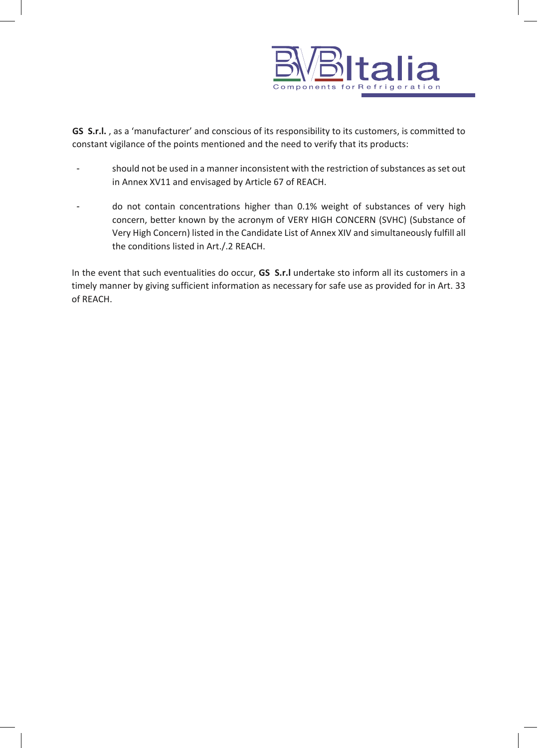**GS S.r.l.** , as a 'manufacturer' and conscious of its responsibility to its customers, is committed to constant vigilance of the points mentioned and the need to verify that its products:

- should not be used in a manner inconsistent with the restriction of substances as set out in Annex XV11 and envisaged by Article 67 of REACH.
- do not contain concentrations higher than 0.1% weight of substances of very high concern, better known by the acronym of VERY HIGH CONCERN (SVHC) (Substance of Very High Concern) listed in the Candidate List of Annex XIV and simultaneously fulfill all the conditions listed in Art./.2 REACH.

In the event that such eventualities do occur, **GS S.r.l** undertake sto inform all its customers in a timely manner by giving sufficient information as necessary for safe use as provided for in Art. 33 of REACH.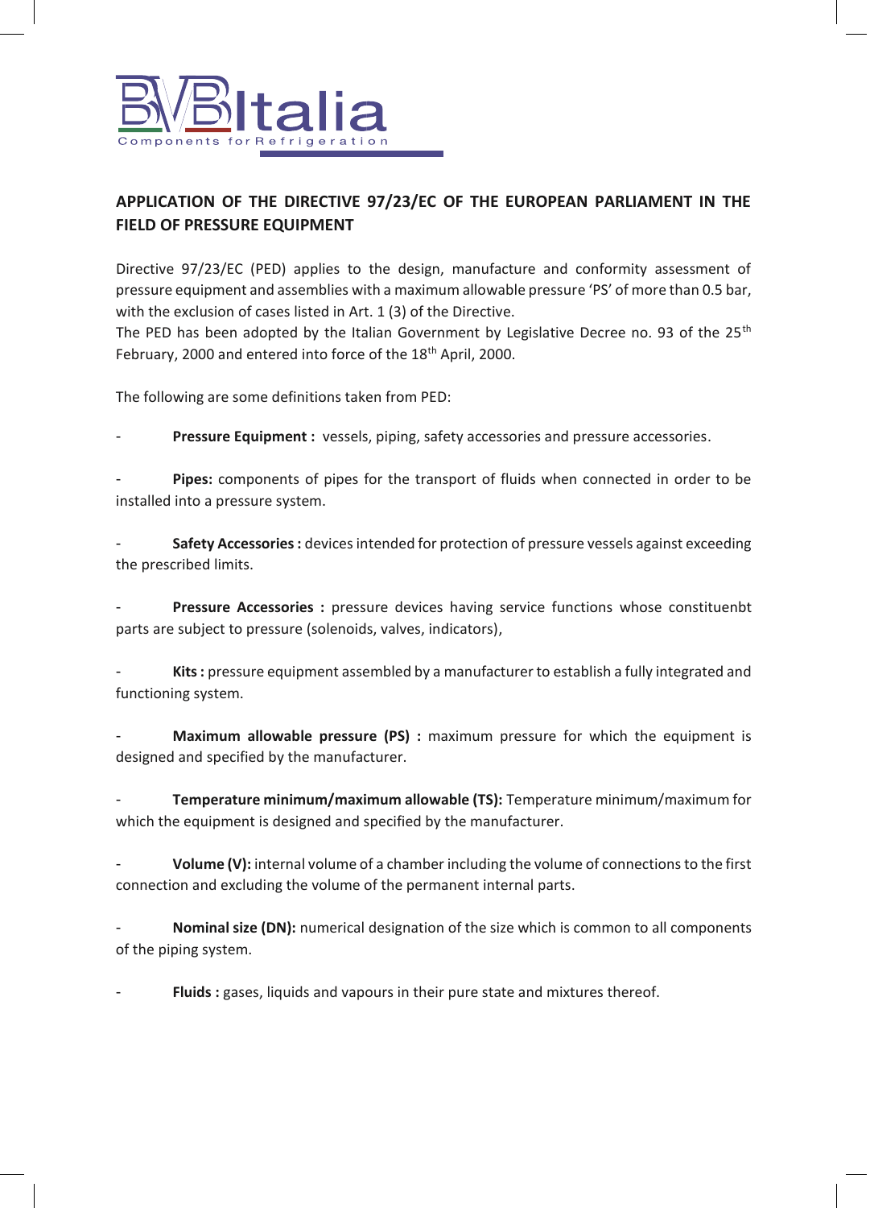# APPLICATION OF THE DIRECTIVE 97/23/EC OF THE EUROPEAN PARLIAMENT IN THE FIELD OF PRESSURE EQUIPMENT

Directive 97/23/EC (PED) applies to the design, manufacture and conformity assessment of pressure equipment and assemblies with a maximum allowable pressure 'PS' of more than 0.5 bar, with the exclusion of cases listed in Art. 1 (3) of the Directive.
The PED has been adopted by the Italian Government by Legislative Decree no. 93 of the 25th February, 2000 and entered into force of the 18th April, 2000.

The following are some definitions taken from PED:

- **Pressure Equipment :** vessels, piping, safety accessories and pressure accessories.

- **Pipes:** components of pipes for the transport of fluids when connected in order to be installed into a pressure system.

- **Safety Accessories :** devices intended for protection of pressure vessels against exceeding the prescribed limits.

- **Pressure Accessories :** pressure devices having service functions whose constituenbt parts are subject to pressure (solenoids, valves, indicators),

- **Kits :** pressure equipment assembled by a manufacturer to establish a fully integrated and functioning system.

- **Maximum allowable pressure (PS) :** maximum pressure for which the equipment is designed and specified by the manufacturer.

- **Temperature minimum/maximum allowable (TS):** Temperature minimum/maximum for which the equipment is designed and specified by the manufacturer.

- **Volume (V):** internal volume of a chamber including the volume of connections to the first connection and excluding the volume of the permanent internal parts.

- **Nominal size (DN):** numerical designation of the size which is common to all components of the piping system.

- **Fluids :** gases, liquids and vapours in their pure state and mixtures thereof.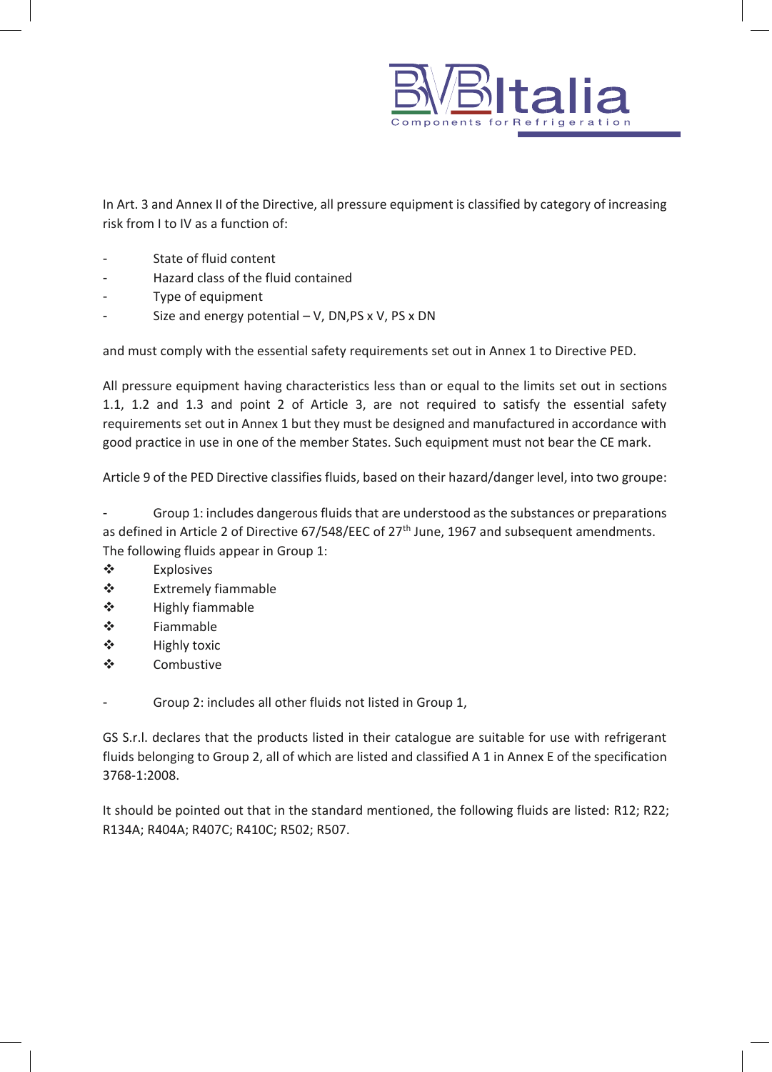In Art. 3 and Annex II of the Directive, all pressure equipment is classified by category of increasing risk from I to IV as a function of:

- State of fluid content
- Hazard class of the fluid contained
- Type of equipment
- Size and energy potential – V, DN,PS x V, PS x DN

and must comply with the essential safety requirements set out in Annex 1 to Directive PED.

All pressure equipment having characteristics less than or equal to the limits set out in sections 1.1, 1.2 and 1.3 and point 2 of Article 3, are not required to satisfy the essential safety requirements set out in Annex 1 but they must be designed and manufactured in accordance with good practice in use in one of the member States. Such equipment must not bear the CE mark.

Article 9 of the PED Directive classifies fluids, based on their hazard/danger level, into two groupe:

- Group 1: includes dangerous fluids that are understood as the substances or preparations as defined in Article 2 of Directive 67/548/EEC of 27th June, 1967 and subsequent amendments. The following fluids appear in Group 1:
  - Explosives
  - Extremely fiammable
  - Highly fiammable
  - Fiammable
  - Highly toxic
  - Combustive

- Group 2: includes all other fluids not listed in Group 1,

GS S.r.l. declares that the products listed in their catalogue are suitable for use with refrigerant fluids belonging to Group 2, all of which are listed and classified A 1 in Annex E of the specification 3768-1:2008.

It should be pointed out that in the standard mentioned, the following fluids are listed: R12; R22; R134A; R404A; R407C; R410C; R502; R507.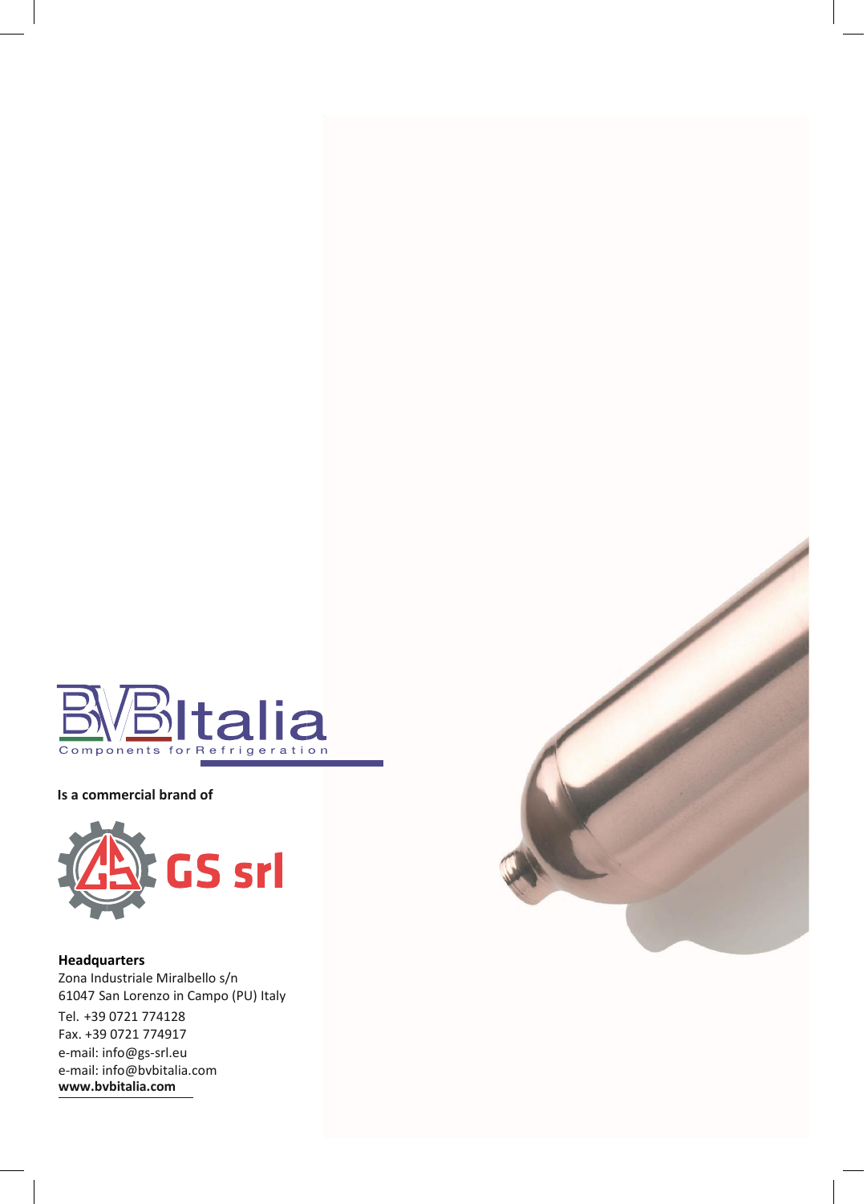BVB Italia

Components for Refrigeration

**Is a commercial brand of**

GS srl

**Headquarters**
Zona Industriale Miralbello s/n
61047 San Lorenzo in Campo (PU) Italy
Tel. +39 0721 774128
Fax. +39 0721 774917
e-mail: info@gs-srl.eu
e-mail: info@bvbitalia.com
**www.bvbitalia.com**